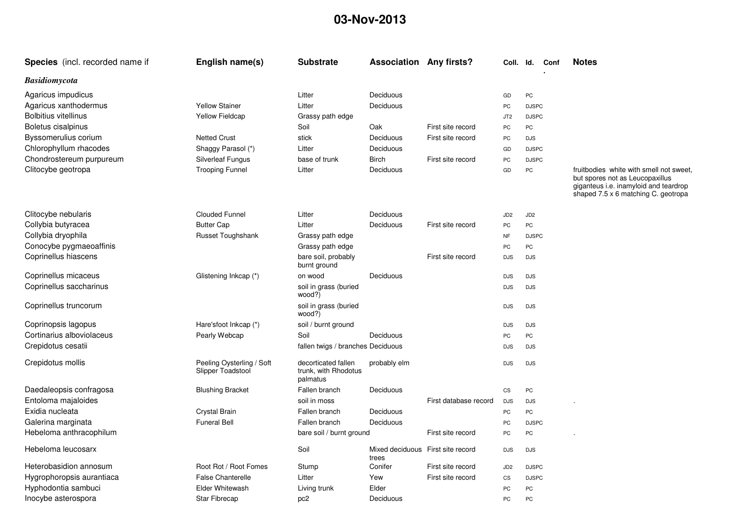# 03-Nov-2013

| Species (incl. recorded name if | English name(s) | Substrate | Association | Any firsts? | Coll. | Id. | Conf. | Notes |
|---|---|---|---|---|---|---|---|---|
| ***Basidiomycota*** | | | | | | | | |
| Agaricus impudicus | | Litter | Deciduous | | GD | PC | | |
| Agaricus xanthodermus | Yellow Stainer | Litter | Deciduous | | PC | DJSPC | | |
| Bolbitius vitellinus | Yellow Fieldcap | Grassy path edge | | | JT2 | DJSPC | | |
| Boletus cisalpinus | | Soil | Oak | First site record | PC | PC | | |
| Byssomerulius corium | Netted Crust | stick | Deciduous | First site record | PC | DJS | | |
| Chlorophyllum rhacodes | Shaggy Parasol (*) | Litter | Deciduous | | GD | DJSPC | | |
| Chondrostereum purpureum | Silverleaf Fungus | base of trunk | Birch | First site record | PC | DJSPC | | |
| Clitocybe geotropa | Trooping Funnel | Litter | Deciduous | | GD | PC | | fruitbodies white with smell not sweet, but spores not as Leucopaxillus giganteus i.e. inamyloid and teardrop shaped 7.5 x 6 matching C. geotropa |
| Clitocybe nebularis | Clouded Funnel | Litter | Deciduous | | JD2 | JD2 | | |
| Collybia butyracea | Butter Cap | Litter | Deciduous | First site record | PC | PC | | |
| Collybia dryophila | Russet Toughshank | Grassy path edge | | | NF | DJSPC | | |
| Conocybe pygmaeoaffinis | | Grassy path edge | | | PC | PC | | |
| Coprinellus hiascens | | bare soil, probably burnt ground | | First site record | DJS | DJS | | |
| Coprinellus micaceus | Glistening Inkcap (*) | on wood | Deciduous | | DJS | DJS | | |
| Coprinellus saccharinus | | soil in grass (buried wood?) | | | DJS | DJS | | |
| Coprinellus truncorum | | soil in grass (buried wood?) | | | DJS | DJS | | |
| Coprinopsis lagopus | Hare'sfoot Inkcap (*) | soil / burnt ground | | | DJS | DJS | | |
| Cortinarius alboviolaceus | Pearly Webcap | Soil | Deciduous | | PC | PC | | |
| Crepidotus cesatii | | fallen twigs / branches | Deciduous | | DJS | DJS | | |
| Crepidotus mollis | Peeling Oysterling / Soft Slipper Toadstool | decorticated fallen trunk, with Rhodotus palmatus | probably elm | | DJS | DJS | | |
| Daedaleopsis confragosa | Blushing Bracket | Fallen branch | Deciduous | | CS | PC | | |
| Entoloma majaloides | | soil in moss | | First database record | DJS | DJS | | . |
| Exidia nucleata | Crystal Brain | Fallen branch | Deciduous | | PC | PC | | |
| Galerina marginata | Funeral Bell | Fallen branch | Deciduous | | PC | DJSPC | | |
| Hebeloma anthracophilum | | bare soil / burnt ground | | First site record | PC | PC | | . |
| Hebeloma leucosarx | | Soil | Mixed deciduous trees | First site record | DJS | DJS | | |
| Heterobasidion annosum | Root Rot / Root Fomes | Stump | Conifer | First site record | JD2 | DJSPC | | |
| Hygrophoropsis aurantiaca | False Chanterelle | Litter | Yew | First site record | CS | DJSPC | | |
| Hyphodontia sambuci | Elder Whitewash | Living trunk | Elder | | PC | PC | | |
| Inocybe asterospora | Star Fibrecap | pc2 | Deciduous | | PC | PC | | |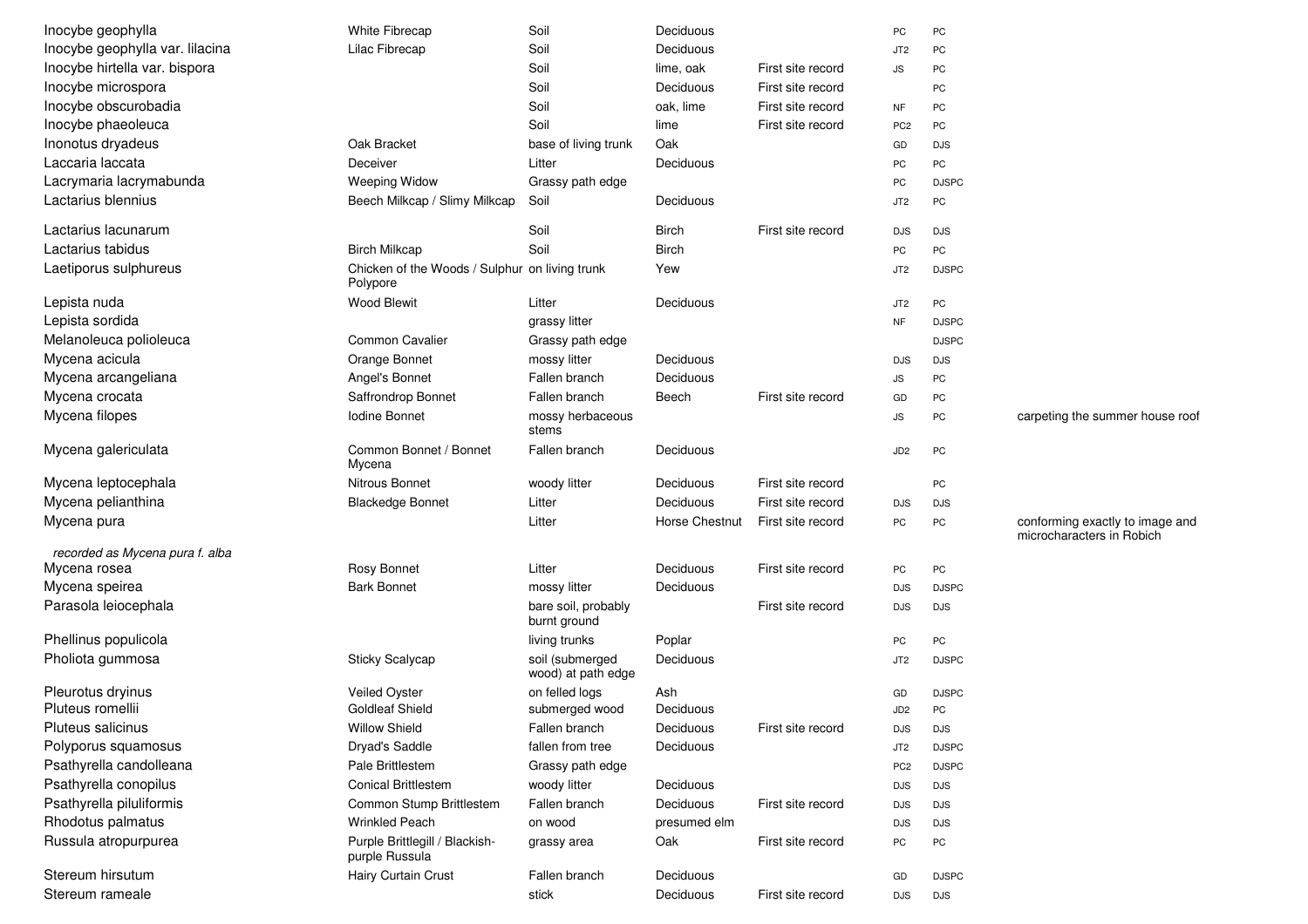| | | | | | | | |
|---|---|---|---|---|---|---|---|
| Inocybe geophylla | White Fibrecap | Soil | Deciduous | | PC | PC | |
| Inocybe geophylla var. lilacina | Lilac Fibrecap | Soil | Deciduous | | JT2 | PC | |
| Inocybe hirtella var. bispora | | Soil | lime, oak | First site record | JS | PC | |
| Inocybe microspora | | Soil | Deciduous | First site record | | PC | |
| Inocybe obscurobadia | | Soil | oak, lime | First site record | NF | PC | |
| Inocybe phaeoleuca | | Soil | lime | First site record | PC2 | PC | |
| Inonotus dryadeus | Oak Bracket | base of living trunk | Oak | | GD | DJS | |
| Laccaria laccata | Deceiver | Litter | Deciduous | | PC | PC | |
| Lacrymaria lacrymabunda | Weeping Widow | Grassy path edge | | | PC | DJSPC | |
| Lactarius blennius | Beech Milkcap / Slimy Milkcap | Soil | Deciduous | | JT2 | PC | |
| Lactarius lacunarum | | Soil | Birch | First site record | DJS | DJS | |
| Lactarius tabidus | Birch Milkcap | Soil | Birch | | PC | PC | |
| Laetiporus sulphureus | Chicken of the Woods / Sulphur Polypore | on living trunk | Yew | | JT2 | DJSPC | |
| Lepista nuda | Wood Blewit | Litter | Deciduous | | JT2 | PC | |
| Lepista sordida | | grassy litter | | | NF | DJSPC | |
| Melanoleuca polioleuca | Common Cavalier | Grassy path edge | | | | DJSPC | |
| Mycena acicula | Orange Bonnet | mossy litter | Deciduous | | DJS | DJS | |
| Mycena arcangeliana | Angel's Bonnet | Fallen branch | Deciduous | | JS | PC | |
| Mycena crocata | Saffrondrop Bonnet | Fallen branch | Beech | First site record | GD | PC | |
| Mycena filopes | Iodine Bonnet | mossy herbaceous stems | | | JS | PC | carpeting the summer house roof |
| Mycena galericulata | Common Bonnet / Bonnet Mycena | Fallen branch | Deciduous | | JD2 | PC | |
| Mycena leptocephala | Nitrous Bonnet | woody litter | Deciduous | First site record | | PC | |
| Mycena pelianthina | Blackedge Bonnet | Litter | Deciduous | First site record | DJS | DJS | |
| Mycena pura | | Litter | Horse Chestnut | First site record | PC | PC | conforming exactly to image and microcharacters in Robich |
| *recorded as Mycena pura f. alba* | | | | | | | |
| Mycena rosea | Rosy Bonnet | Litter | Deciduous | First site record | PC | PC | |
| Mycena speirea | Bark Bonnet | mossy litter | Deciduous | | DJS | DJSPC | |
| Parasola leiocephala | | bare soil, probably burnt ground | | First site record | DJS | DJS | |
| Phellinus populicola | | living trunks | Poplar | | PC | PC | |
| Pholiota gummosa | Sticky Scalycap | soil (submerged wood) at path edge | Deciduous | | JT2 | DJSPC | |
| Pleurotus dryinus | Veiled Oyster | on felled logs | Ash | | GD | DJSPC | |
| Pluteus romellii | Goldleaf Shield | submerged wood | Deciduous | | JD2 | PC | |
| Pluteus salicinus | Willow Shield | Fallen branch | Deciduous | First site record | DJS | DJS | |
| Polyporus squamosus | Dryad's Saddle | fallen from tree | Deciduous | | JT2 | DJSPC | |
| Psathyrella candolleana | Pale Brittlestem | Grassy path edge | | | PC2 | DJSPC | |
| Psathyrella conopilus | Conical Brittlestem | woody litter | Deciduous | | DJS | DJS | |
| Psathyrella piluliformis | Common Stump Brittlestem | Fallen branch | Deciduous | First site record | DJS | DJS | |
| Rhodotus palmatus | Wrinkled Peach | on wood | presumed elm | | DJS | DJS | |
| Russula atropurpurea | Purple Brittlegill / Blackish-purple Russula | grassy area | Oak | First site record | PC | PC | |
| Stereum hirsutum | Hairy Curtain Crust | Fallen branch | Deciduous | | GD | DJSPC | |
| Stereum rameale | | stick | Deciduous | First site record | DJS | DJS | |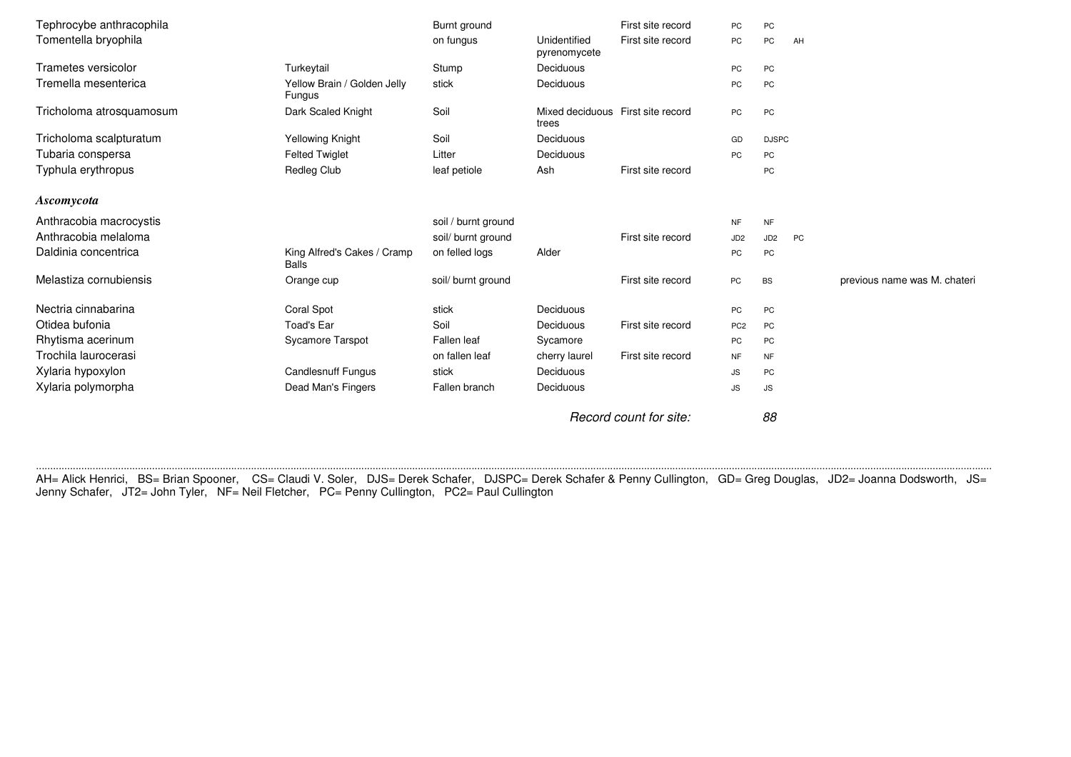| | | | | | | | | |
|---|---|---|---|---|---|---|---|---|
| Tephrocybe anthracophila | | Burnt ground | | First site record | PC | PC | | |
| Tomentella bryophila | | on fungus | Unidentified pyrenomycete | First site record | PC | PC | AH | |
| Trametes versicolor | Turkeytail | Stump | Deciduous | | PC | PC | | |
| Tremella mesenterica | Yellow Brain / Golden Jelly Fungus | stick | Deciduous | | PC | PC | | |
| Tricholoma atrosquamosum | Dark Scaled Knight | Soil | Mixed deciduous trees | First site record | PC | PC | | |
| Tricholoma scalpturatum | Yellowing Knight | Soil | Deciduous | | GD | DJSPC | | |
| Tubaria conspersa | Felted Twiglet | Litter | Deciduous | | PC | PC | | |
| Typhula erythropus | Redleg Club | leaf petiole | Ash | First site record | | PC | | |
| ***Ascomycota*** | | | | | | | | |
| Anthracobia macrocystis | | soil / burnt ground | | | NF | NF | | |
| Anthracobia melaloma | | soil/ burnt ground | | First site record | JD2 | JD2 | PC | |
| Daldinia concentrica | King Alfred's Cakes / Cramp Balls | on felled logs | Alder | | PC | PC | | |
| Melastiza cornubiensis | Orange cup | soil/ burnt ground | | First site record | PC | BS | | previous name was M. chateri |
| Nectria cinnabarina | Coral Spot | stick | Deciduous | | PC | PC | | |
| Otidea bufonia | Toad's Ear | Soil | Deciduous | First site record | PC2 | PC | | |
| Rhytisma acerinum | Sycamore Tarspot | Fallen leaf | Sycamore | | PC | PC | | |
| Trochila laurocerasi | | on fallen leaf | cherry laurel | First site record | NF | NF | | |
| Xylaria hypoxylon | Candlesnuff Fungus | stick | Deciduous | | JS | PC | | |
| Xylaria polymorpha | Dead Man's Fingers | Fallen branch | Deciduous | | JS | JS | | |

*Record count for site:* *88*

AH= Alick Henrici, BS= Brian Spooner, CS= Claudi V. Soler, DJS= Derek Schafer, DJSPC= Derek Schafer & Penny Cullington, GD= Greg Douglas, JD2= Joanna Dodsworth, JS= Jenny Schafer, JT2= John Tyler, NF= Neil Fletcher, PC= Penny Cullington, PC2= Paul Cullington